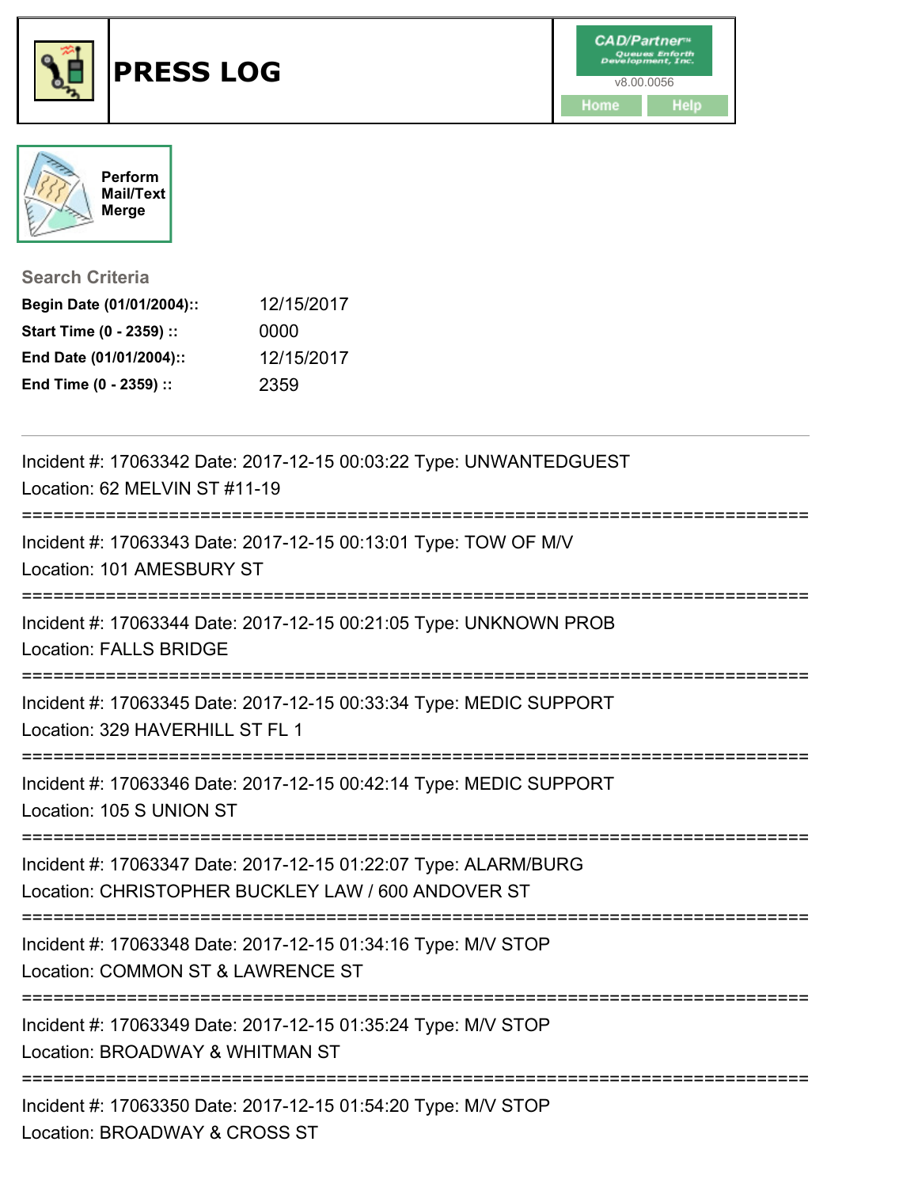# PRESS LOG

CAD/Partner™ v8.00.0056

Home | Help

Perform Mail/Text Merge

## Search Criteria

**Begin Date (01/01/2004)::** 12/15/2017
**Start Time (0 - 2359) ::** 0000
**End Date (01/01/2004)::** 12/15/2017
**End Time (0 - 2359) ::** 2359

---

Incident #: 17063342 Date: 2017-12-15 00:03:22 Type: UNWANTEDGUEST
Location: 62 MELVIN ST #11-19

===========================================================================

Incident #: 17063343 Date: 2017-12-15 00:13:01 Type: TOW OF M/V
Location: 101 AMESBURY ST

===========================================================================

Incident #: 17063344 Date: 2017-12-15 00:21:05 Type: UNKNOWN PROB
Location: FALLS BRIDGE

===========================================================================

Incident #: 17063345 Date: 2017-12-15 00:33:34 Type: MEDIC SUPPORT
Location: 329 HAVERHILL ST FL 1

===========================================================================

Incident #: 17063346 Date: 2017-12-15 00:42:14 Type: MEDIC SUPPORT
Location: 105 S UNION ST

===========================================================================

Incident #: 17063347 Date: 2017-12-15 01:22:07 Type: ALARM/BURG
Location: CHRISTOPHER BUCKLEY LAW / 600 ANDOVER ST

===========================================================================

Incident #: 17063348 Date: 2017-12-15 01:34:16 Type: M/V STOP
Location: COMMON ST & LAWRENCE ST

===========================================================================

Incident #: 17063349 Date: 2017-12-15 01:35:24 Type: M/V STOP
Location: BROADWAY & WHITMAN ST

===========================================================================

Incident #: 17063350 Date: 2017-12-15 01:54:20 Type: M/V STOP
Location: BROADWAY & CROSS ST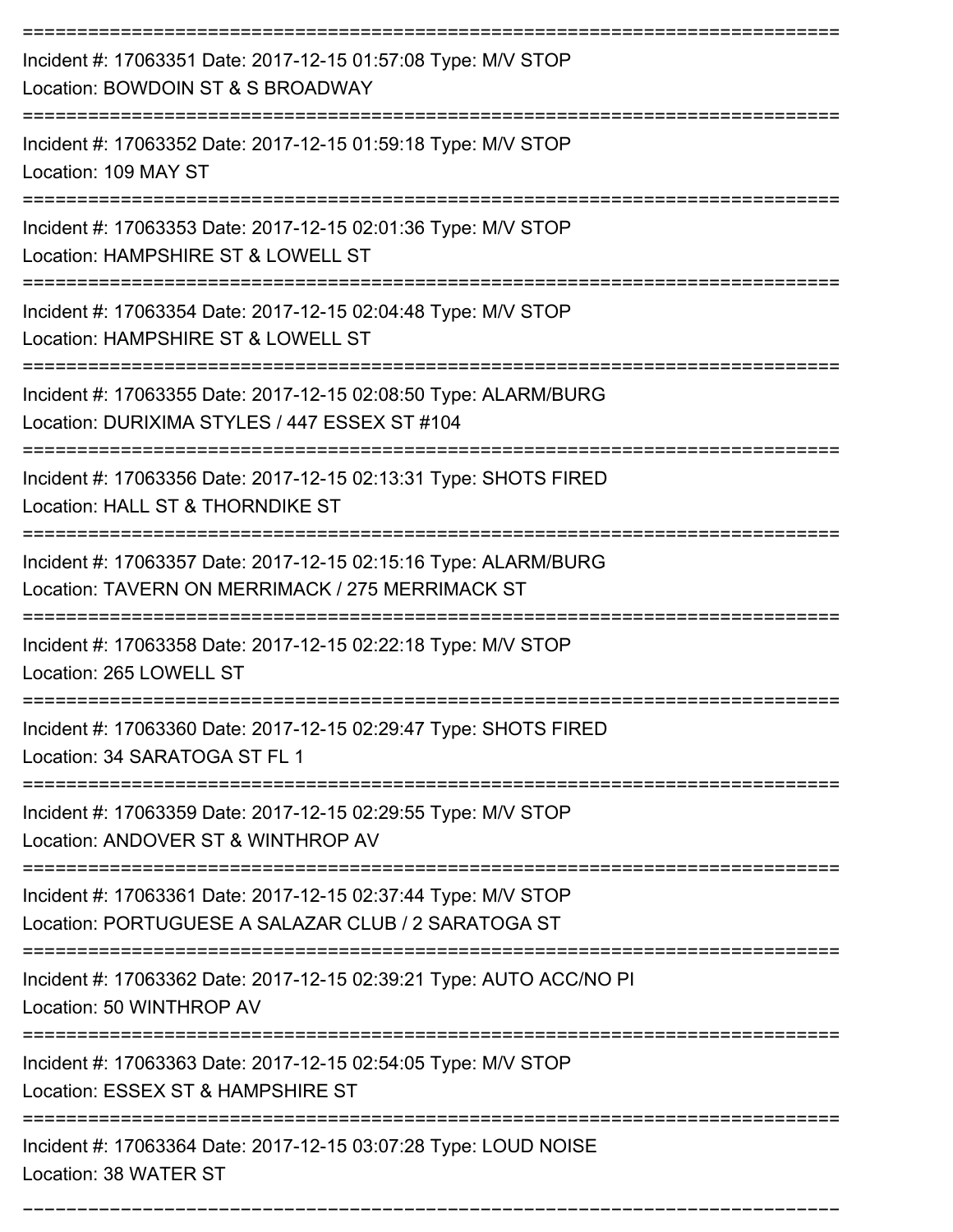===========================================================================

Incident #: 17063351 Date: 2017-12-15 01:57:08 Type: M/V STOP
Location: BOWDOIN ST & S BROADWAY

===========================================================================

Incident #: 17063352 Date: 2017-12-15 01:59:18 Type: M/V STOP
Location: 109 MAY ST

===========================================================================

Incident #: 17063353 Date: 2017-12-15 02:01:36 Type: M/V STOP
Location: HAMPSHIRE ST & LOWELL ST

===========================================================================

Incident #: 17063354 Date: 2017-12-15 02:04:48 Type: M/V STOP
Location: HAMPSHIRE ST & LOWELL ST

===========================================================================

Incident #: 17063355 Date: 2017-12-15 02:08:50 Type: ALARM/BURG
Location: DURIXIMA STYLES / 447 ESSEX ST #104

===========================================================================

Incident #: 17063356 Date: 2017-12-15 02:13:31 Type: SHOTS FIRED
Location: HALL ST & THORNDIKE ST

===========================================================================

Incident #: 17063357 Date: 2017-12-15 02:15:16 Type: ALARM/BURG
Location: TAVERN ON MERRIMACK / 275 MERRIMACK ST

===========================================================================

Incident #: 17063358 Date: 2017-12-15 02:22:18 Type: M/V STOP
Location: 265 LOWELL ST

===========================================================================

Incident #: 17063360 Date: 2017-12-15 02:29:47 Type: SHOTS FIRED
Location: 34 SARATOGA ST FL 1

===========================================================================

Incident #: 17063359 Date: 2017-12-15 02:29:55 Type: M/V STOP
Location: ANDOVER ST & WINTHROP AV

===========================================================================

Incident #: 17063361 Date: 2017-12-15 02:37:44 Type: M/V STOP
Location: PORTUGUESE A SALAZAR CLUB / 2 SARATOGA ST

===========================================================================

Incident #: 17063362 Date: 2017-12-15 02:39:21 Type: AUTO ACC/NO PI
Location: 50 WINTHROP AV

===========================================================================

Incident #: 17063363 Date: 2017-12-15 02:54:05 Type: M/V STOP
Location: ESSEX ST & HAMPSHIRE ST

===========================================================================

Incident #: 17063364 Date: 2017-12-15 03:07:28 Type: LOUD NOISE
Location: 38 WATER ST

===========================================================================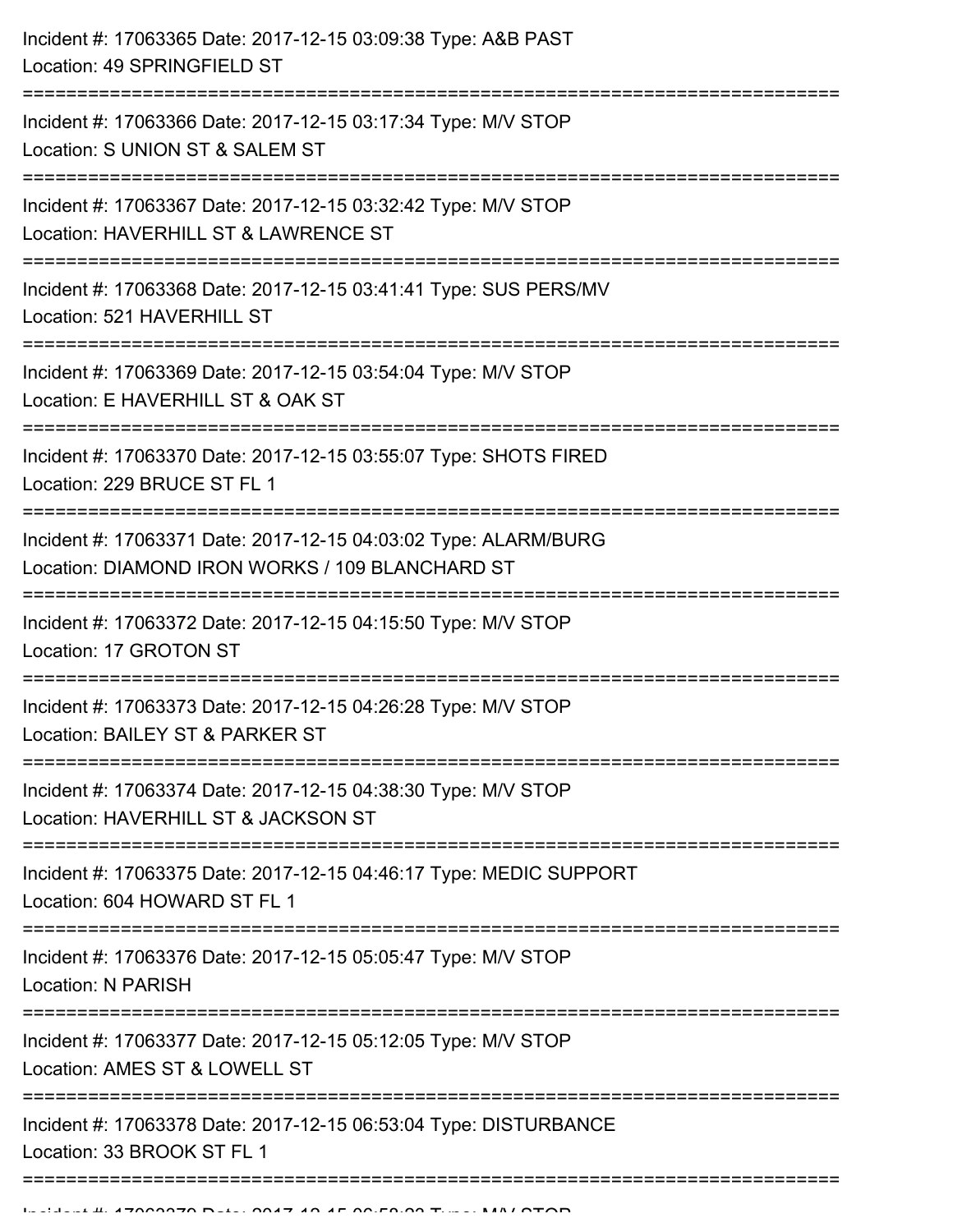Incident #: 17063365 Date: 2017-12-15 03:09:38 Type: A&B PAST
Location: 49 SPRINGFIELD ST

===========================================================================

Incident #: 17063366 Date: 2017-12-15 03:17:34 Type: M/V STOP
Location: S UNION ST & SALEM ST

===========================================================================

Incident #: 17063367 Date: 2017-12-15 03:32:42 Type: M/V STOP
Location: HAVERHILL ST & LAWRENCE ST

===========================================================================

Incident #: 17063368 Date: 2017-12-15 03:41:41 Type: SUS PERS/MV
Location: 521 HAVERHILL ST

===========================================================================

Incident #: 17063369 Date: 2017-12-15 03:54:04 Type: M/V STOP
Location: E HAVERHILL ST & OAK ST

===========================================================================

Incident #: 17063370 Date: 2017-12-15 03:55:07 Type: SHOTS FIRED
Location: 229 BRUCE ST FL 1

===========================================================================

Incident #: 17063371 Date: 2017-12-15 04:03:02 Type: ALARM/BURG
Location: DIAMOND IRON WORKS / 109 BLANCHARD ST

===========================================================================

Incident #: 17063372 Date: 2017-12-15 04:15:50 Type: M/V STOP
Location: 17 GROTON ST

===========================================================================

Incident #: 17063373 Date: 2017-12-15 04:26:28 Type: M/V STOP
Location: BAILEY ST & PARKER ST

===========================================================================

Incident #: 17063374 Date: 2017-12-15 04:38:30 Type: M/V STOP
Location: HAVERHILL ST & JACKSON ST

===========================================================================

Incident #: 17063375 Date: 2017-12-15 04:46:17 Type: MEDIC SUPPORT
Location: 604 HOWARD ST FL 1

===========================================================================

Incident #: 17063376 Date: 2017-12-15 05:05:47 Type: M/V STOP
Location: N PARISH

===========================================================================

Incident #: 17063377 Date: 2017-12-15 05:12:05 Type: M/V STOP
Location: AMES ST & LOWELL ST

===========================================================================

Incident #: 17063378 Date: 2017-12-15 06:53:04 Type: DISTURBANCE
Location: 33 BROOK ST FL 1

===========================================================================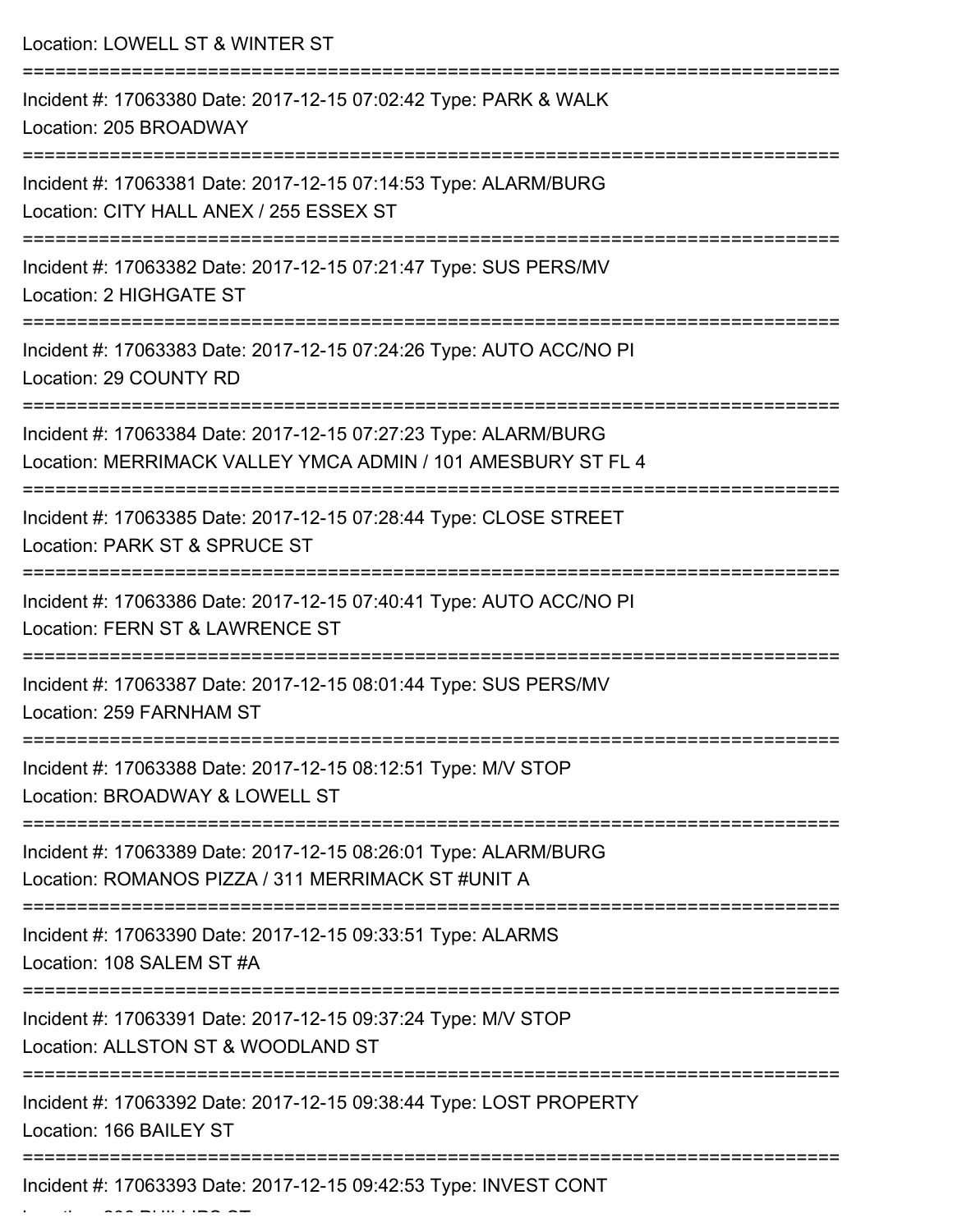Location: LOWELL ST & WINTER ST

===========================================================================

Incident #: 17063380 Date: 2017-12-15 07:02:42 Type: PARK & WALK
Location: 205 BROADWAY

===========================================================================

Incident #: 17063381 Date: 2017-12-15 07:14:53 Type: ALARM/BURG
Location: CITY HALL ANEX / 255 ESSEX ST

===========================================================================

Incident #: 17063382 Date: 2017-12-15 07:21:47 Type: SUS PERS/MV
Location: 2 HIGHGATE ST

===========================================================================

Incident #: 17063383 Date: 2017-12-15 07:24:26 Type: AUTO ACC/NO PI
Location: 29 COUNTY RD

===========================================================================

Incident #: 17063384 Date: 2017-12-15 07:27:23 Type: ALARM/BURG
Location: MERRIMACK VALLEY YMCA ADMIN / 101 AMESBURY ST FL 4

===========================================================================

Incident #: 17063385 Date: 2017-12-15 07:28:44 Type: CLOSE STREET
Location: PARK ST & SPRUCE ST

===========================================================================

Incident #: 17063386 Date: 2017-12-15 07:40:41 Type: AUTO ACC/NO PI
Location: FERN ST & LAWRENCE ST

===========================================================================

Incident #: 17063387 Date: 2017-12-15 08:01:44 Type: SUS PERS/MV
Location: 259 FARNHAM ST

===========================================================================

Incident #: 17063388 Date: 2017-12-15 08:12:51 Type: M/V STOP
Location: BROADWAY & LOWELL ST

===========================================================================

Incident #: 17063389 Date: 2017-12-15 08:26:01 Type: ALARM/BURG
Location: ROMANOS PIZZA / 311 MERRIMACK ST #UNIT A

===========================================================================

Incident #: 17063390 Date: 2017-12-15 09:33:51 Type: ALARMS
Location: 108 SALEM ST #A

===========================================================================

Incident #: 17063391 Date: 2017-12-15 09:37:24 Type: M/V STOP
Location: ALLSTON ST & WOODLAND ST

===========================================================================

Incident #: 17063392 Date: 2017-12-15 09:38:44 Type: LOST PROPERTY
Location: 166 BAILEY ST

===========================================================================

Incident #: 17063393 Date: 2017-12-15 09:42:53 Type: INVEST CONT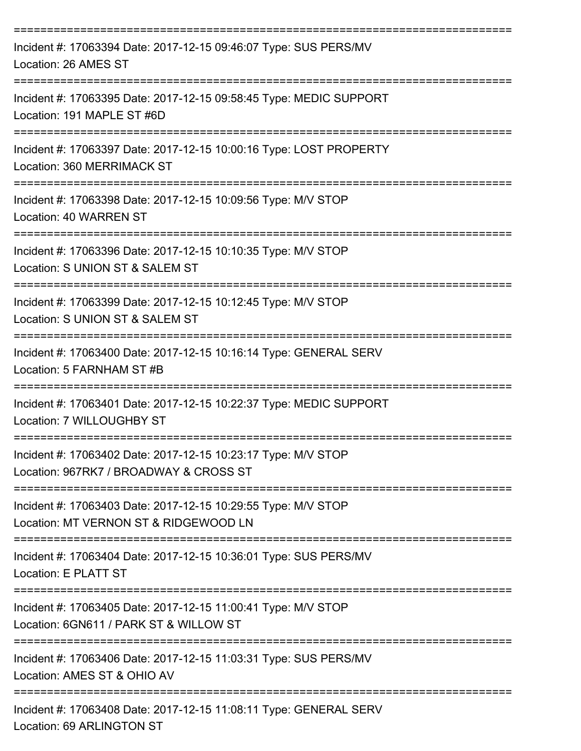===========================================================================

Incident #: 17063394 Date: 2017-12-15 09:46:07 Type: SUS PERS/MV
Location: 26 AMES ST

===========================================================================

Incident #: 17063395 Date: 2017-12-15 09:58:45 Type: MEDIC SUPPORT
Location: 191 MAPLE ST #6D

===========================================================================

Incident #: 17063397 Date: 2017-12-15 10:00:16 Type: LOST PROPERTY
Location: 360 MERRIMACK ST

===========================================================================

Incident #: 17063398 Date: 2017-12-15 10:09:56 Type: M/V STOP
Location: 40 WARREN ST

===========================================================================

Incident #: 17063396 Date: 2017-12-15 10:10:35 Type: M/V STOP
Location: S UNION ST & SALEM ST

===========================================================================

Incident #: 17063399 Date: 2017-12-15 10:12:45 Type: M/V STOP
Location: S UNION ST & SALEM ST

===========================================================================

Incident #: 17063400 Date: 2017-12-15 10:16:14 Type: GENERAL SERV
Location: 5 FARNHAM ST #B

===========================================================================

Incident #: 17063401 Date: 2017-12-15 10:22:37 Type: MEDIC SUPPORT
Location: 7 WILLOUGHBY ST

===========================================================================

Incident #: 17063402 Date: 2017-12-15 10:23:17 Type: M/V STOP
Location: 967RK7 / BROADWAY & CROSS ST

===========================================================================

Incident #: 17063403 Date: 2017-12-15 10:29:55 Type: M/V STOP
Location: MT VERNON ST & RIDGEWOOD LN

===========================================================================

Incident #: 17063404 Date: 2017-12-15 10:36:01 Type: SUS PERS/MV
Location: E PLATT ST

===========================================================================

Incident #: 17063405 Date: 2017-12-15 11:00:41 Type: M/V STOP
Location: 6GN611 / PARK ST & WILLOW ST

===========================================================================

Incident #: 17063406 Date: 2017-12-15 11:03:31 Type: SUS PERS/MV
Location: AMES ST & OHIO AV

===========================================================================

Incident #: 17063408 Date: 2017-12-15 11:08:11 Type: GENERAL SERV
Location: 69 ARLINGTON ST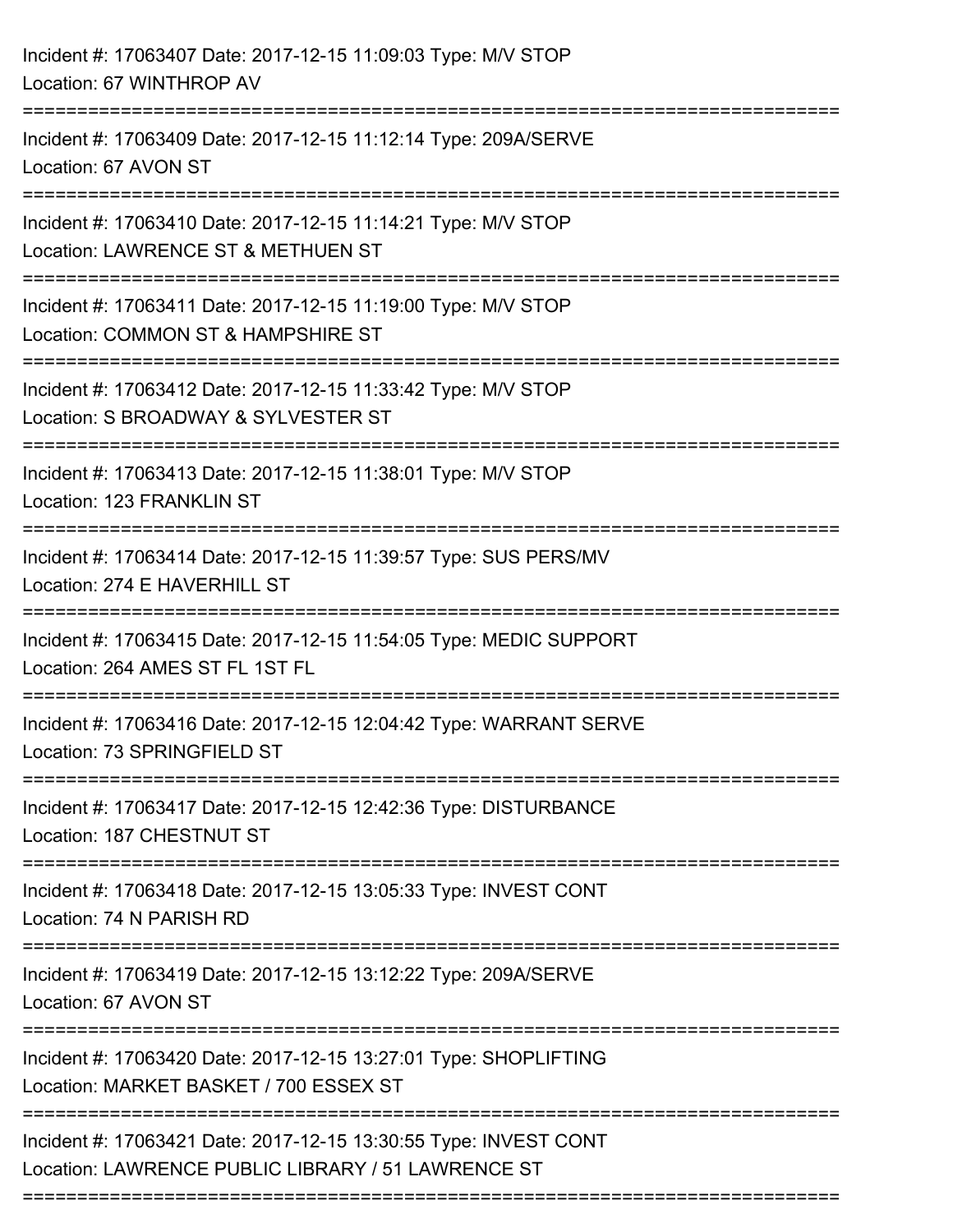Incident #: 17063407 Date: 2017-12-15 11:09:03 Type: M/V STOP
Location: 67 WINTHROP AV

===========================================================================

Incident #: 17063409 Date: 2017-12-15 11:12:14 Type: 209A/SERVE
Location: 67 AVON ST

===========================================================================

Incident #: 17063410 Date: 2017-12-15 11:14:21 Type: M/V STOP
Location: LAWRENCE ST & METHUEN ST

===========================================================================

Incident #: 17063411 Date: 2017-12-15 11:19:00 Type: M/V STOP
Location: COMMON ST & HAMPSHIRE ST

===========================================================================

Incident #: 17063412 Date: 2017-12-15 11:33:42 Type: M/V STOP
Location: S BROADWAY & SYLVESTER ST

===========================================================================

Incident #: 17063413 Date: 2017-12-15 11:38:01 Type: M/V STOP
Location: 123 FRANKLIN ST

===========================================================================

Incident #: 17063414 Date: 2017-12-15 11:39:57 Type: SUS PERS/MV
Location: 274 E HAVERHILL ST

===========================================================================

Incident #: 17063415 Date: 2017-12-15 11:54:05 Type: MEDIC SUPPORT
Location: 264 AMES ST FL 1ST FL

===========================================================================

Incident #: 17063416 Date: 2017-12-15 12:04:42 Type: WARRANT SERVE
Location: 73 SPRINGFIELD ST

===========================================================================

Incident #: 17063417 Date: 2017-12-15 12:42:36 Type: DISTURBANCE
Location: 187 CHESTNUT ST

===========================================================================

Incident #: 17063418 Date: 2017-12-15 13:05:33 Type: INVEST CONT
Location: 74 N PARISH RD

===========================================================================

Incident #: 17063419 Date: 2017-12-15 13:12:22 Type: 209A/SERVE
Location: 67 AVON ST

===========================================================================

Incident #: 17063420 Date: 2017-12-15 13:27:01 Type: SHOPLIFTING
Location: MARKET BASKET / 700 ESSEX ST

===========================================================================

Incident #: 17063421 Date: 2017-12-15 13:30:55 Type: INVEST CONT
Location: LAWRENCE PUBLIC LIBRARY / 51 LAWRENCE ST

===========================================================================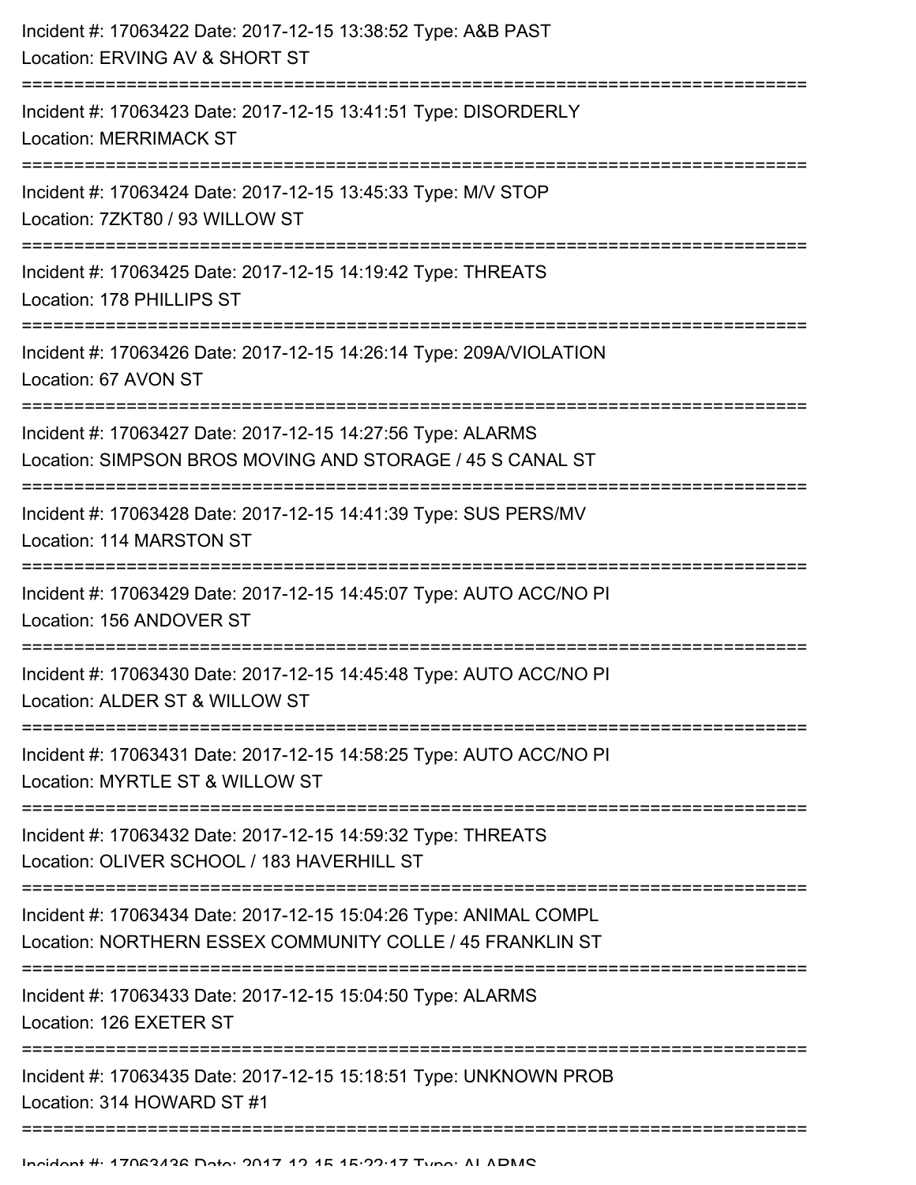Incident #: 17063422 Date: 2017-12-15 13:38:52 Type: A&B PAST
Location: ERVING AV & SHORT ST

===========================================================================

Incident #: 17063423 Date: 2017-12-15 13:41:51 Type: DISORDERLY
Location: MERRIMACK ST

===========================================================================

Incident #: 17063424 Date: 2017-12-15 13:45:33 Type: M/V STOP
Location: 7ZKT80 / 93 WILLOW ST

===========================================================================

Incident #: 17063425 Date: 2017-12-15 14:19:42 Type: THREATS
Location: 178 PHILLIPS ST

===========================================================================

Incident #: 17063426 Date: 2017-12-15 14:26:14 Type: 209A/VIOLATION
Location: 67 AVON ST

===========================================================================

Incident #: 17063427 Date: 2017-12-15 14:27:56 Type: ALARMS
Location: SIMPSON BROS MOVING AND STORAGE / 45 S CANAL ST

===========================================================================

Incident #: 17063428 Date: 2017-12-15 14:41:39 Type: SUS PERS/MV
Location: 114 MARSTON ST

===========================================================================

Incident #: 17063429 Date: 2017-12-15 14:45:07 Type: AUTO ACC/NO PI
Location: 156 ANDOVER ST

===========================================================================

Incident #: 17063430 Date: 2017-12-15 14:45:48 Type: AUTO ACC/NO PI
Location: ALDER ST & WILLOW ST

===========================================================================

Incident #: 17063431 Date: 2017-12-15 14:58:25 Type: AUTO ACC/NO PI
Location: MYRTLE ST & WILLOW ST

===========================================================================

Incident #: 17063432 Date: 2017-12-15 14:59:32 Type: THREATS
Location: OLIVER SCHOOL / 183 HAVERHILL ST

===========================================================================

Incident #: 17063434 Date: 2017-12-15 15:04:26 Type: ANIMAL COMPL
Location: NORTHERN ESSEX COMMUNITY COLLE / 45 FRANKLIN ST

===========================================================================

Incident #: 17063433 Date: 2017-12-15 15:04:50 Type: ALARMS
Location: 126 EXETER ST

===========================================================================

Incident #: 17063435 Date: 2017-12-15 15:18:51 Type: UNKNOWN PROB
Location: 314 HOWARD ST #1

===========================================================================

Incident #: 17063436 Date: 2017-12-15 15:22:17 Type: ALARMS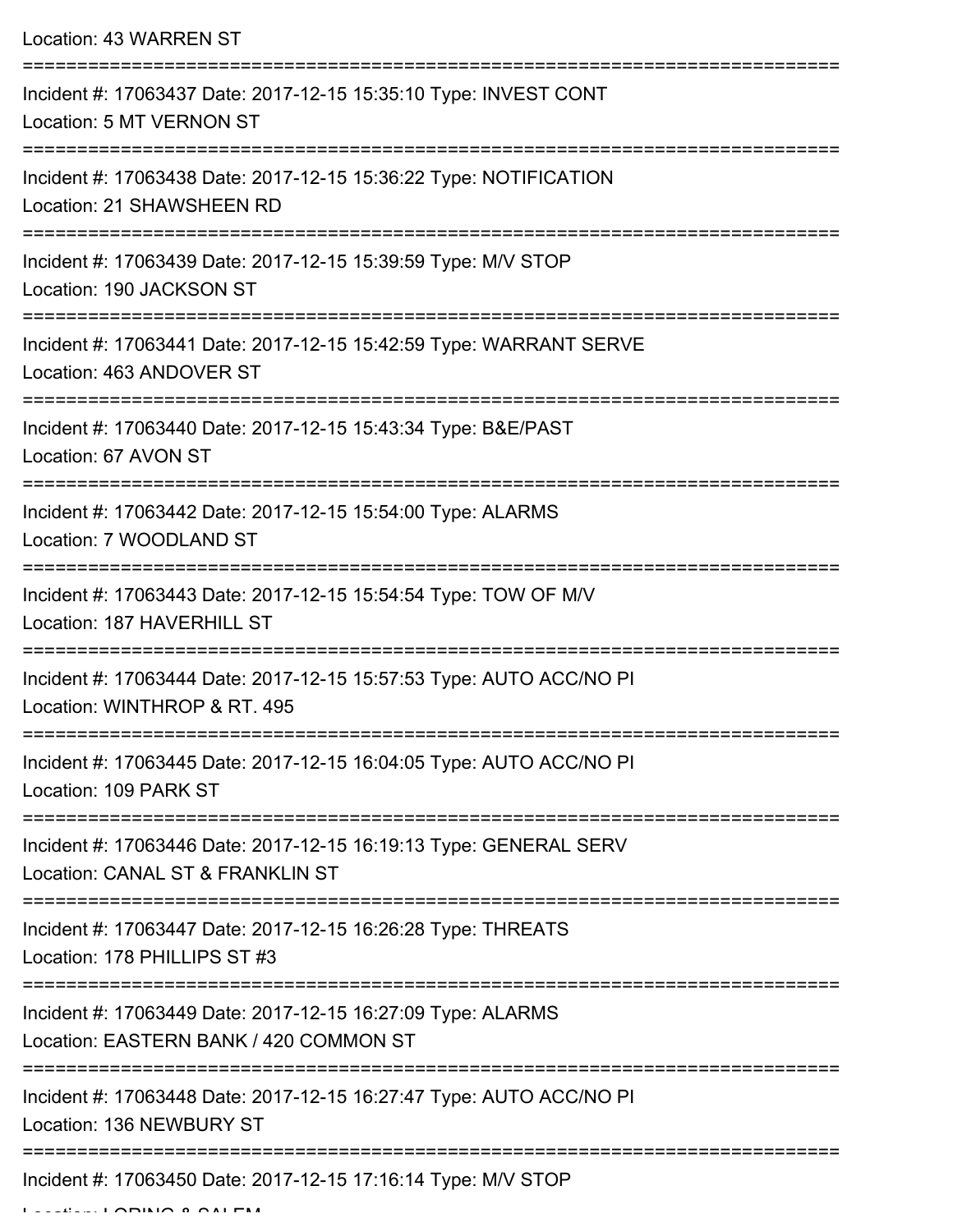Location: 43 WARREN ST

===========================================================================

Incident #: 17063437 Date: 2017-12-15 15:35:10 Type: INVEST CONT
Location: 5 MT VERNON ST

===========================================================================

Incident #: 17063438 Date: 2017-12-15 15:36:22 Type: NOTIFICATION
Location: 21 SHAWSHEEN RD

===========================================================================

Incident #: 17063439 Date: 2017-12-15 15:39:59 Type: M/V STOP
Location: 190 JACKSON ST

===========================================================================

Incident #: 17063441 Date: 2017-12-15 15:42:59 Type: WARRANT SERVE
Location: 463 ANDOVER ST

===========================================================================

Incident #: 17063440 Date: 2017-12-15 15:43:34 Type: B&E/PAST
Location: 67 AVON ST

===========================================================================

Incident #: 17063442 Date: 2017-12-15 15:54:00 Type: ALARMS
Location: 7 WOODLAND ST

===========================================================================

Incident #: 17063443 Date: 2017-12-15 15:54:54 Type: TOW OF M/V
Location: 187 HAVERHILL ST

===========================================================================

Incident #: 17063444 Date: 2017-12-15 15:57:53 Type: AUTO ACC/NO PI
Location: WINTHROP & RT. 495

===========================================================================

Incident #: 17063445 Date: 2017-12-15 16:04:05 Type: AUTO ACC/NO PI
Location: 109 PARK ST

===========================================================================

Incident #: 17063446 Date: 2017-12-15 16:19:13 Type: GENERAL SERV
Location: CANAL ST & FRANKLIN ST

===========================================================================

Incident #: 17063447 Date: 2017-12-15 16:26:28 Type: THREATS
Location: 178 PHILLIPS ST #3

===========================================================================

Incident #: 17063449 Date: 2017-12-15 16:27:09 Type: ALARMS
Location: EASTERN BANK / 420 COMMON ST

===========================================================================

Incident #: 17063448 Date: 2017-12-15 16:27:47 Type: AUTO ACC/NO PI
Location: 136 NEWBURY ST

===========================================================================

Incident #: 17063450 Date: 2017-12-15 17:16:14 Type: M/V STOP
Location: LORING & SALEM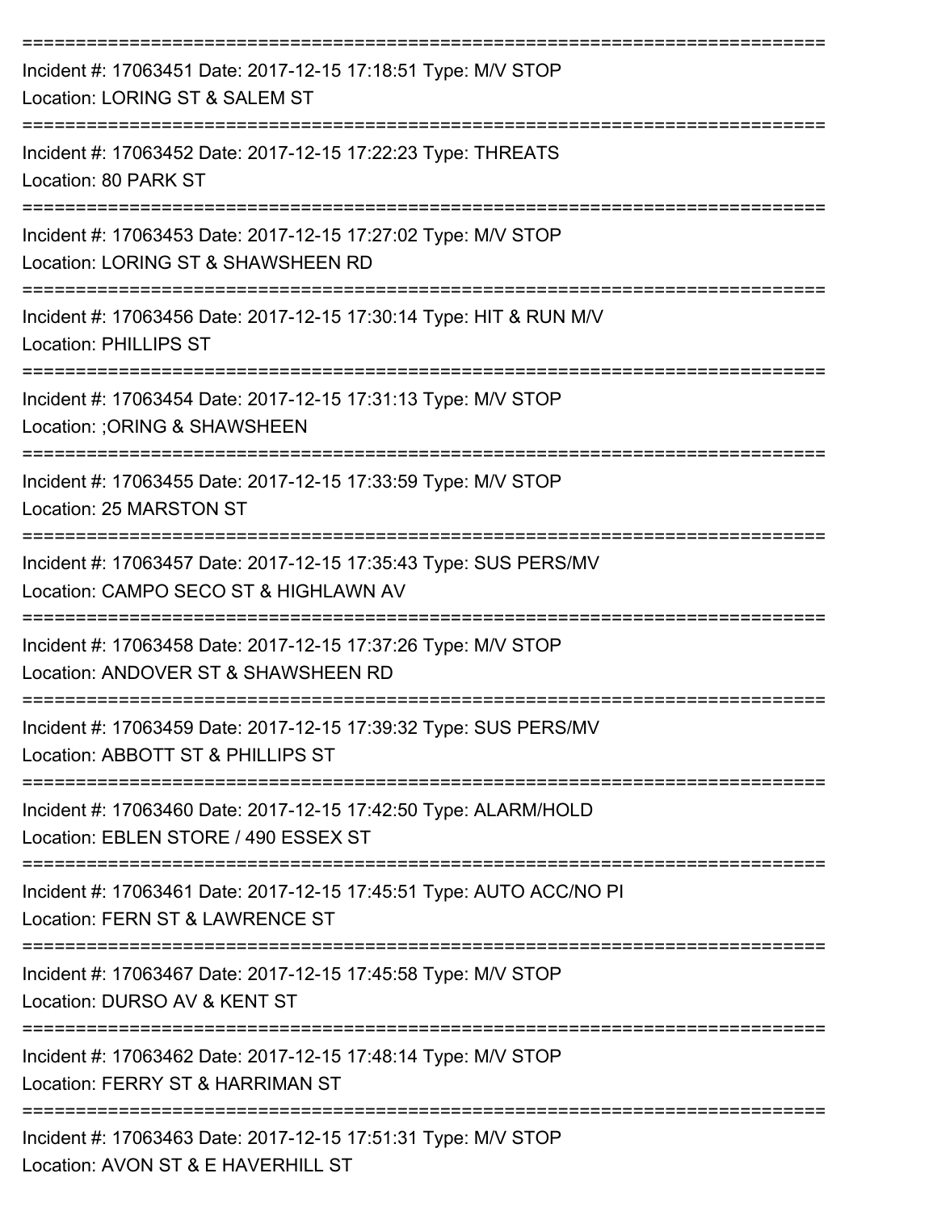===========================================================================

Incident #: 17063451 Date: 2017-12-15 17:18:51 Type: M/V STOP
Location: LORING ST & SALEM ST

===========================================================================

Incident #: 17063452 Date: 2017-12-15 17:22:23 Type: THREATS
Location: 80 PARK ST

===========================================================================

Incident #: 17063453 Date: 2017-12-15 17:27:02 Type: M/V STOP
Location: LORING ST & SHAWSHEEN RD

===========================================================================

Incident #: 17063456 Date: 2017-12-15 17:30:14 Type: HIT & RUN M/V
Location: PHILLIPS ST

===========================================================================

Incident #: 17063454 Date: 2017-12-15 17:31:13 Type: M/V STOP
Location: ;ORING & SHAWSHEEN

===========================================================================

Incident #: 17063455 Date: 2017-12-15 17:33:59 Type: M/V STOP
Location: 25 MARSTON ST

===========================================================================

Incident #: 17063457 Date: 2017-12-15 17:35:43 Type: SUS PERS/MV
Location: CAMPO SECO ST & HIGHLAWN AV

===========================================================================

Incident #: 17063458 Date: 2017-12-15 17:37:26 Type: M/V STOP
Location: ANDOVER ST & SHAWSHEEN RD

===========================================================================

Incident #: 17063459 Date: 2017-12-15 17:39:32 Type: SUS PERS/MV
Location: ABBOTT ST & PHILLIPS ST

===========================================================================

Incident #: 17063460 Date: 2017-12-15 17:42:50 Type: ALARM/HOLD
Location: EBLEN STORE / 490 ESSEX ST

===========================================================================

Incident #: 17063461 Date: 2017-12-15 17:45:51 Type: AUTO ACC/NO PI
Location: FERN ST & LAWRENCE ST

===========================================================================

Incident #: 17063467 Date: 2017-12-15 17:45:58 Type: M/V STOP
Location: DURSO AV & KENT ST

===========================================================================

Incident #: 17063462 Date: 2017-12-15 17:48:14 Type: M/V STOP
Location: FERRY ST & HARRIMAN ST

===========================================================================

Incident #: 17063463 Date: 2017-12-15 17:51:31 Type: M/V STOP
Location: AVON ST & E HAVERHILL ST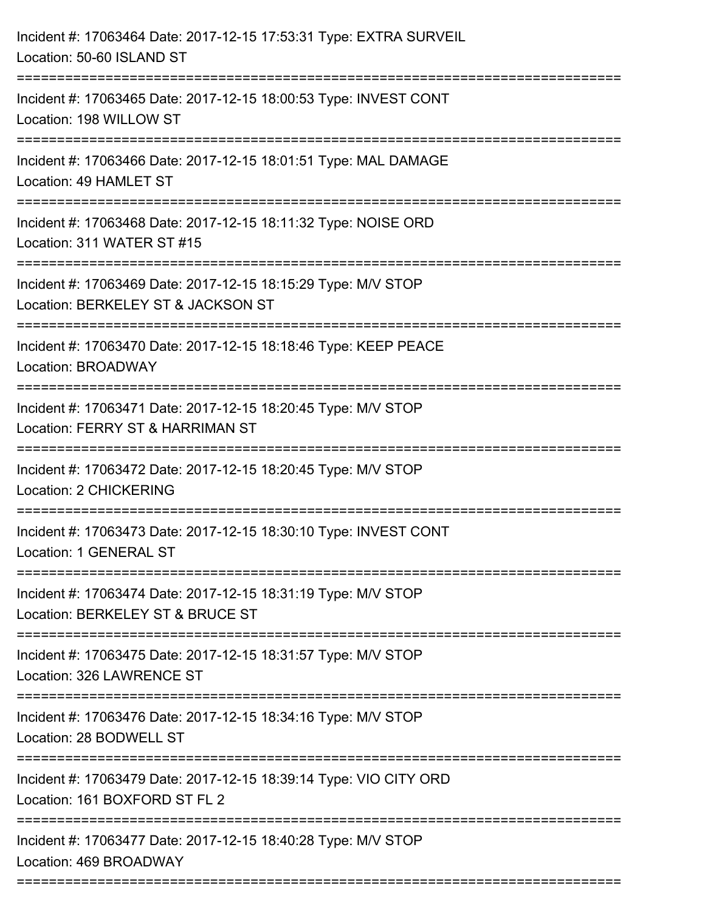Incident #: 17063464 Date: 2017-12-15 17:53:31 Type: EXTRA SURVEIL
Location: 50-60 ISLAND ST

===========================================================================

Incident #: 17063465 Date: 2017-12-15 18:00:53 Type: INVEST CONT
Location: 198 WILLOW ST

===========================================================================

Incident #: 17063466 Date: 2017-12-15 18:01:51 Type: MAL DAMAGE
Location: 49 HAMLET ST

===========================================================================

Incident #: 17063468 Date: 2017-12-15 18:11:32 Type: NOISE ORD
Location: 311 WATER ST #15

===========================================================================

Incident #: 17063469 Date: 2017-12-15 18:15:29 Type: M/V STOP
Location: BERKELEY ST & JACKSON ST

===========================================================================

Incident #: 17063470 Date: 2017-12-15 18:18:46 Type: KEEP PEACE
Location: BROADWAY

===========================================================================

Incident #: 17063471 Date: 2017-12-15 18:20:45 Type: M/V STOP
Location: FERRY ST & HARRIMAN ST

===========================================================================

Incident #: 17063472 Date: 2017-12-15 18:20:45 Type: M/V STOP
Location: 2 CHICKERING

===========================================================================

Incident #: 17063473 Date: 2017-12-15 18:30:10 Type: INVEST CONT
Location: 1 GENERAL ST

===========================================================================

Incident #: 17063474 Date: 2017-12-15 18:31:19 Type: M/V STOP
Location: BERKELEY ST & BRUCE ST

===========================================================================

Incident #: 17063475 Date: 2017-12-15 18:31:57 Type: M/V STOP
Location: 326 LAWRENCE ST

===========================================================================

Incident #: 17063476 Date: 2017-12-15 18:34:16 Type: M/V STOP
Location: 28 BODWELL ST

===========================================================================

Incident #: 17063479 Date: 2017-12-15 18:39:14 Type: VIO CITY ORD
Location: 161 BOXFORD ST FL 2

===========================================================================

Incident #: 17063477 Date: 2017-12-15 18:40:28 Type: M/V STOP
Location: 469 BROADWAY

===========================================================================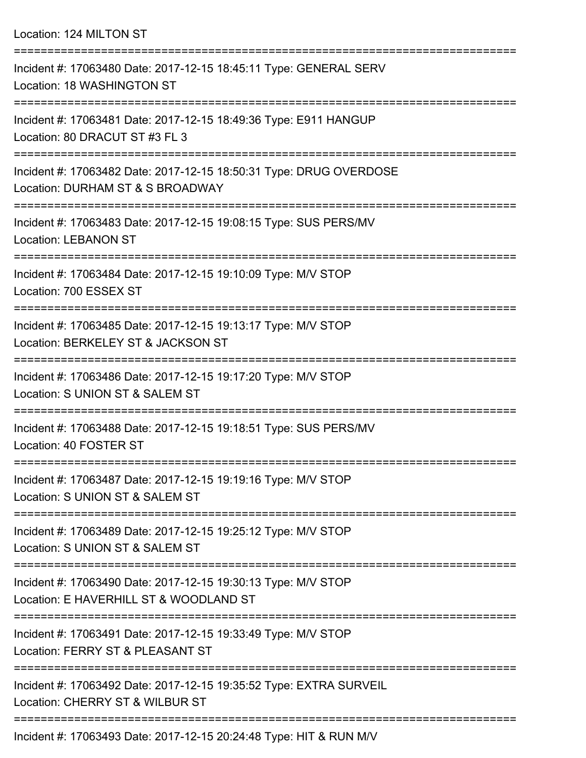Location: 124 MILTON ST

===========================================================================

Incident #: 17063480 Date: 2017-12-15 18:45:11 Type: GENERAL SERV
Location: 18 WASHINGTON ST

===========================================================================

Incident #: 17063481 Date: 2017-12-15 18:49:36 Type: E911 HANGUP
Location: 80 DRACUT ST #3 FL 3

===========================================================================

Incident #: 17063482 Date: 2017-12-15 18:50:31 Type: DRUG OVERDOSE
Location: DURHAM ST & S BROADWAY

===========================================================================

Incident #: 17063483 Date: 2017-12-15 19:08:15 Type: SUS PERS/MV
Location: LEBANON ST

===========================================================================

Incident #: 17063484 Date: 2017-12-15 19:10:09 Type: M/V STOP
Location: 700 ESSEX ST

===========================================================================

Incident #: 17063485 Date: 2017-12-15 19:13:17 Type: M/V STOP
Location: BERKELEY ST & JACKSON ST

===========================================================================

Incident #: 17063486 Date: 2017-12-15 19:17:20 Type: M/V STOP
Location: S UNION ST & SALEM ST

===========================================================================

Incident #: 17063488 Date: 2017-12-15 19:18:51 Type: SUS PERS/MV
Location: 40 FOSTER ST

===========================================================================

Incident #: 17063487 Date: 2017-12-15 19:19:16 Type: M/V STOP
Location: S UNION ST & SALEM ST

===========================================================================

Incident #: 17063489 Date: 2017-12-15 19:25:12 Type: M/V STOP
Location: S UNION ST & SALEM ST

===========================================================================

Incident #: 17063490 Date: 2017-12-15 19:30:13 Type: M/V STOP
Location: E HAVERHILL ST & WOODLAND ST

===========================================================================

Incident #: 17063491 Date: 2017-12-15 19:33:49 Type: M/V STOP
Location: FERRY ST & PLEASANT ST

===========================================================================

Incident #: 17063492 Date: 2017-12-15 19:35:52 Type: EXTRA SURVEIL
Location: CHERRY ST & WILBUR ST

===========================================================================

Incident #: 17063493 Date: 2017-12-15 20:24:48 Type: HIT & RUN M/V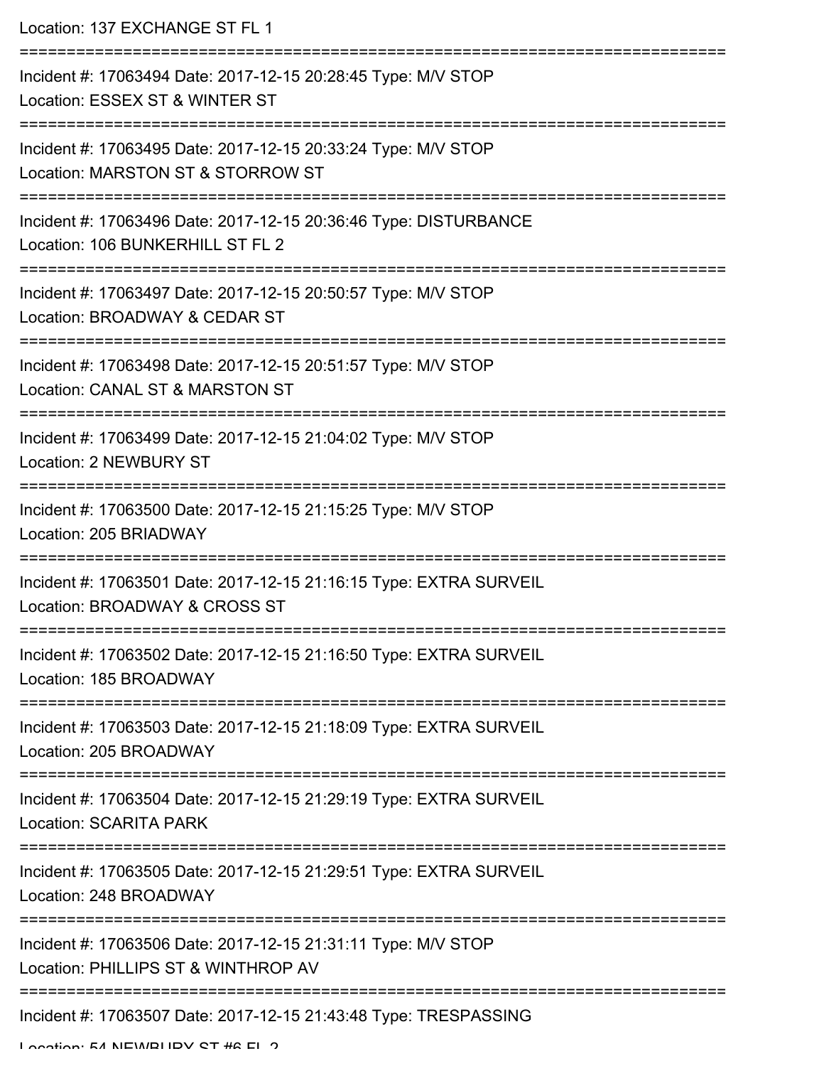Location: 137 EXCHANGE ST FL 1

===========================================================================

Incident #: 17063494 Date: 2017-12-15 20:28:45 Type: M/V STOP

Location: ESSEX ST & WINTER ST

===========================================================================

Incident #: 17063495 Date: 2017-12-15 20:33:24 Type: M/V STOP

Location: MARSTON ST & STORROW ST

===========================================================================

Incident #: 17063496 Date: 2017-12-15 20:36:46 Type: DISTURBANCE

Location: 106 BUNKERHILL ST FL 2

===========================================================================

Incident #: 17063497 Date: 2017-12-15 20:50:57 Type: M/V STOP

Location: BROADWAY & CEDAR ST

===========================================================================

Incident #: 17063498 Date: 2017-12-15 20:51:57 Type: M/V STOP

Location: CANAL ST & MARSTON ST

===========================================================================

Incident #: 17063499 Date: 2017-12-15 21:04:02 Type: M/V STOP

Location: 2 NEWBURY ST

===========================================================================

Incident #: 17063500 Date: 2017-12-15 21:15:25 Type: M/V STOP

Location: 205 BRIADWAY

===========================================================================

Incident #: 17063501 Date: 2017-12-15 21:16:15 Type: EXTRA SURVEIL

Location: BROADWAY & CROSS ST

===========================================================================

Incident #: 17063502 Date: 2017-12-15 21:16:50 Type: EXTRA SURVEIL

Location: 185 BROADWAY

===========================================================================

Incident #: 17063503 Date: 2017-12-15 21:18:09 Type: EXTRA SURVEIL

Location: 205 BROADWAY

===========================================================================

Incident #: 17063504 Date: 2017-12-15 21:29:19 Type: EXTRA SURVEIL

Location: SCARITA PARK

===========================================================================

Incident #: 17063505 Date: 2017-12-15 21:29:51 Type: EXTRA SURVEIL

Location: 248 BROADWAY

===========================================================================

Incident #: 17063506 Date: 2017-12-15 21:31:11 Type: M/V STOP

Location: PHILLIPS ST & WINTHROP AV

===========================================================================

Incident #: 17063507 Date: 2017-12-15 21:43:48 Type: TRESPASSING

Location: 54 NEWBURY ST #6 FL 2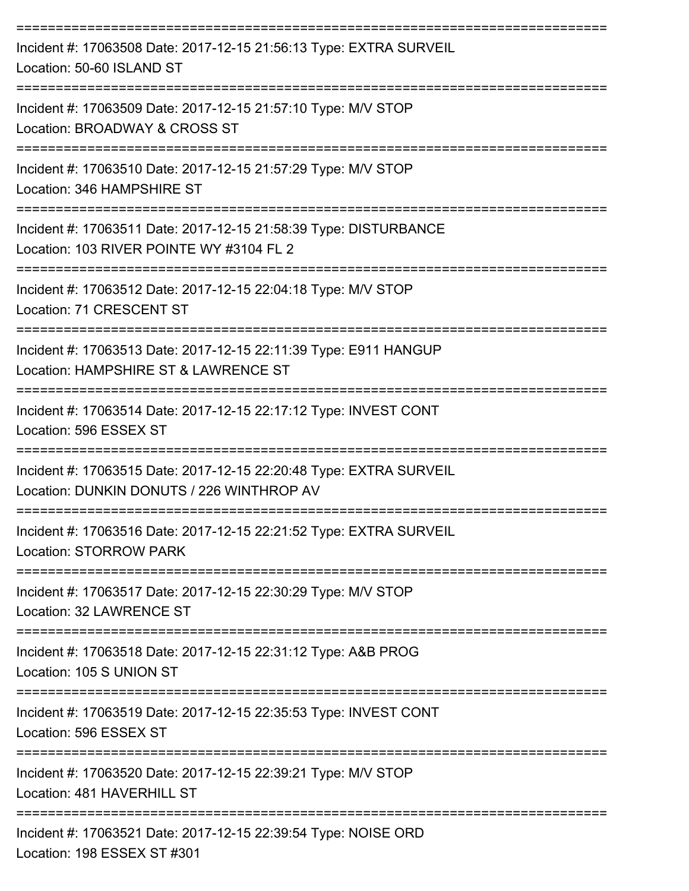===========================================================================

Incident #: 17063508 Date: 2017-12-15 21:56:13 Type: EXTRA SURVEIL
Location: 50-60 ISLAND ST

===========================================================================

Incident #: 17063509 Date: 2017-12-15 21:57:10 Type: M/V STOP
Location: BROADWAY & CROSS ST

===========================================================================

Incident #: 17063510 Date: 2017-12-15 21:57:29 Type: M/V STOP
Location: 346 HAMPSHIRE ST

===========================================================================

Incident #: 17063511 Date: 2017-12-15 21:58:39 Type: DISTURBANCE
Location: 103 RIVER POINTE WY #3104 FL 2

===========================================================================

Incident #: 17063512 Date: 2017-12-15 22:04:18 Type: M/V STOP
Location: 71 CRESCENT ST

===========================================================================

Incident #: 17063513 Date: 2017-12-15 22:11:39 Type: E911 HANGUP
Location: HAMPSHIRE ST & LAWRENCE ST

===========================================================================

Incident #: 17063514 Date: 2017-12-15 22:17:12 Type: INVEST CONT
Location: 596 ESSEX ST

===========================================================================

Incident #: 17063515 Date: 2017-12-15 22:20:48 Type: EXTRA SURVEIL
Location: DUNKIN DONUTS / 226 WINTHROP AV

===========================================================================

Incident #: 17063516 Date: 2017-12-15 22:21:52 Type: EXTRA SURVEIL
Location: STORROW PARK

===========================================================================

Incident #: 17063517 Date: 2017-12-15 22:30:29 Type: M/V STOP
Location: 32 LAWRENCE ST

===========================================================================

Incident #: 17063518 Date: 2017-12-15 22:31:12 Type: A&B PROG
Location: 105 S UNION ST

===========================================================================

Incident #: 17063519 Date: 2017-12-15 22:35:53 Type: INVEST CONT
Location: 596 ESSEX ST

===========================================================================

Incident #: 17063520 Date: 2017-12-15 22:39:21 Type: M/V STOP
Location: 481 HAVERHILL ST

===========================================================================

Incident #: 17063521 Date: 2017-12-15 22:39:54 Type: NOISE ORD
Location: 198 ESSEX ST #301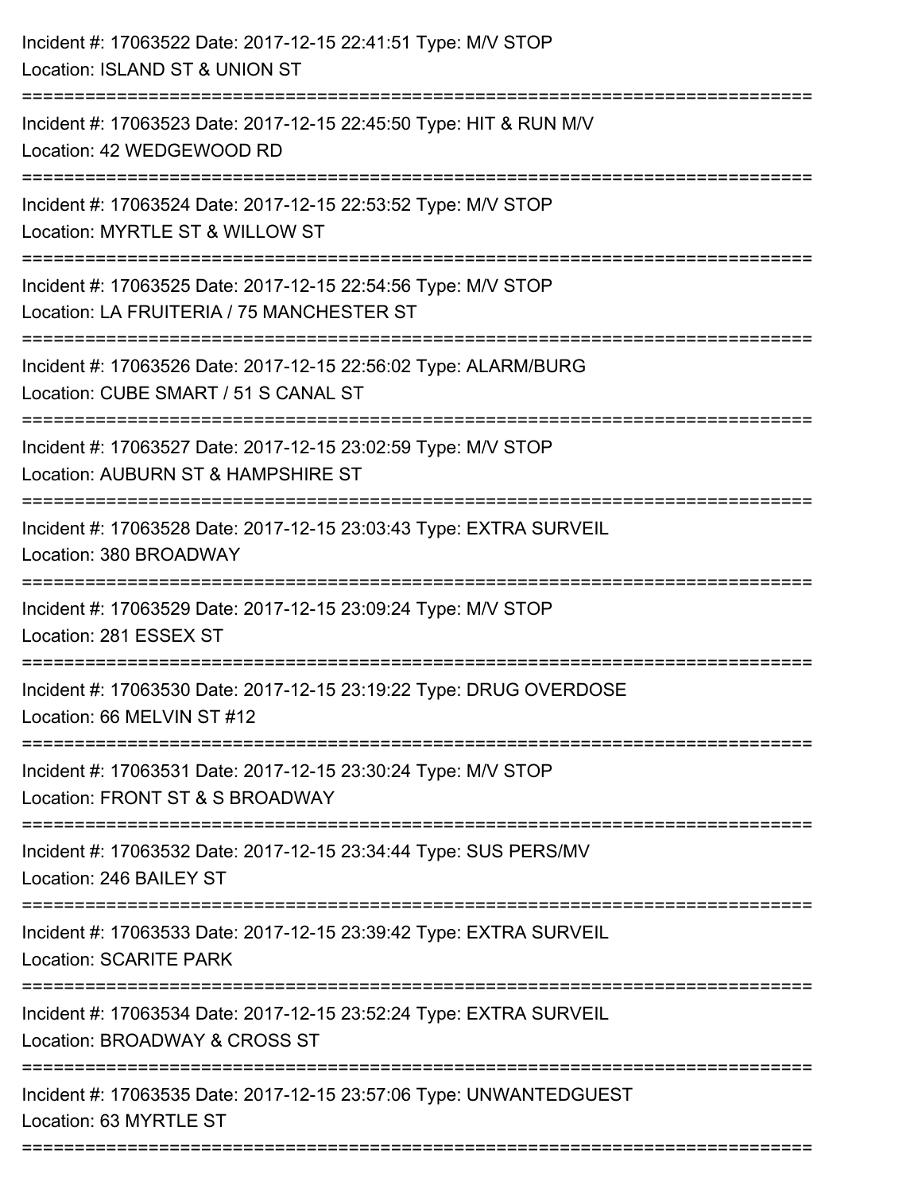Incident #: 17063522 Date: 2017-12-15 22:41:51 Type: M/V STOP
Location: ISLAND ST & UNION ST

===========================================================================

Incident #: 17063523 Date: 2017-12-15 22:45:50 Type: HIT & RUN M/V
Location: 42 WEDGEWOOD RD

===========================================================================

Incident #: 17063524 Date: 2017-12-15 22:53:52 Type: M/V STOP
Location: MYRTLE ST & WILLOW ST

===========================================================================

Incident #: 17063525 Date: 2017-12-15 22:54:56 Type: M/V STOP
Location: LA FRUITERIA / 75 MANCHESTER ST

===========================================================================

Incident #: 17063526 Date: 2017-12-15 22:56:02 Type: ALARM/BURG
Location: CUBE SMART / 51 S CANAL ST

===========================================================================

Incident #: 17063527 Date: 2017-12-15 23:02:59 Type: M/V STOP
Location: AUBURN ST & HAMPSHIRE ST

===========================================================================

Incident #: 17063528 Date: 2017-12-15 23:03:43 Type: EXTRA SURVEIL
Location: 380 BROADWAY

===========================================================================

Incident #: 17063529 Date: 2017-12-15 23:09:24 Type: M/V STOP
Location: 281 ESSEX ST

===========================================================================

Incident #: 17063530 Date: 2017-12-15 23:19:22 Type: DRUG OVERDOSE
Location: 66 MELVIN ST #12

===========================================================================

Incident #: 17063531 Date: 2017-12-15 23:30:24 Type: M/V STOP
Location: FRONT ST & S BROADWAY

===========================================================================

Incident #: 17063532 Date: 2017-12-15 23:34:44 Type: SUS PERS/MV
Location: 246 BAILEY ST

===========================================================================

Incident #: 17063533 Date: 2017-12-15 23:39:42 Type: EXTRA SURVEIL
Location: SCARITE PARK

===========================================================================

Incident #: 17063534 Date: 2017-12-15 23:52:24 Type: EXTRA SURVEIL
Location: BROADWAY & CROSS ST

===========================================================================

Incident #: 17063535 Date: 2017-12-15 23:57:06 Type: UNWANTEDGUEST
Location: 63 MYRTLE ST

===========================================================================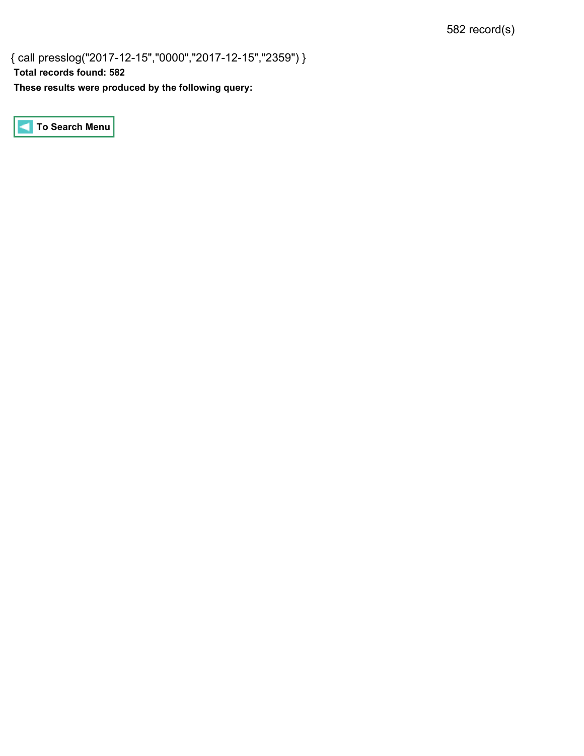582 record(s)

{ call presslog("2017-12-15","0000","2017-12-15","2359") }

**Total records found: 582**

**These results were produced by the following query:**

**To Search Menu**